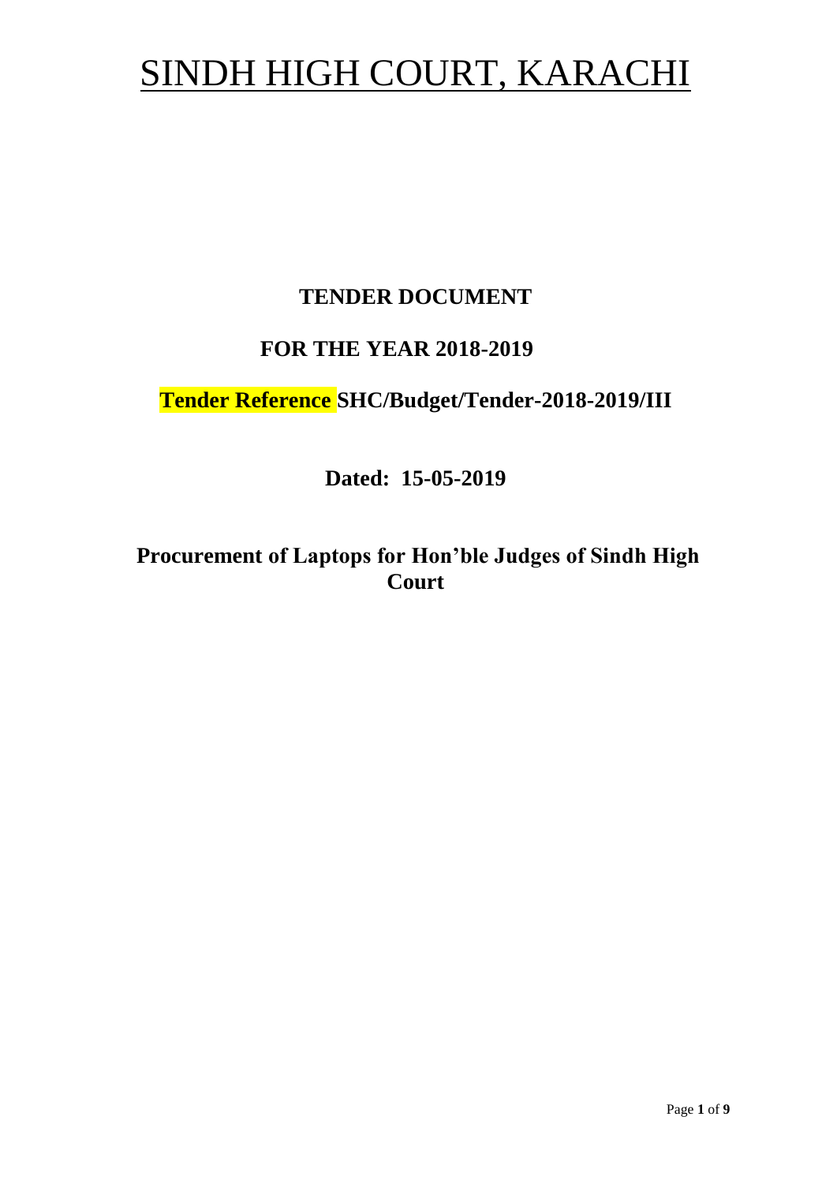# SINDH HIGH COURT, KARACHI

**TENDER DOCUMENT**

**FOR THE YEAR 2018-2019**

**Tender Reference SHC/Budget/Tender-2018-2019/III**

**Dated: 15-05-2019**

**Procurement of Laptops for Hon'ble Judges of Sindh High Court**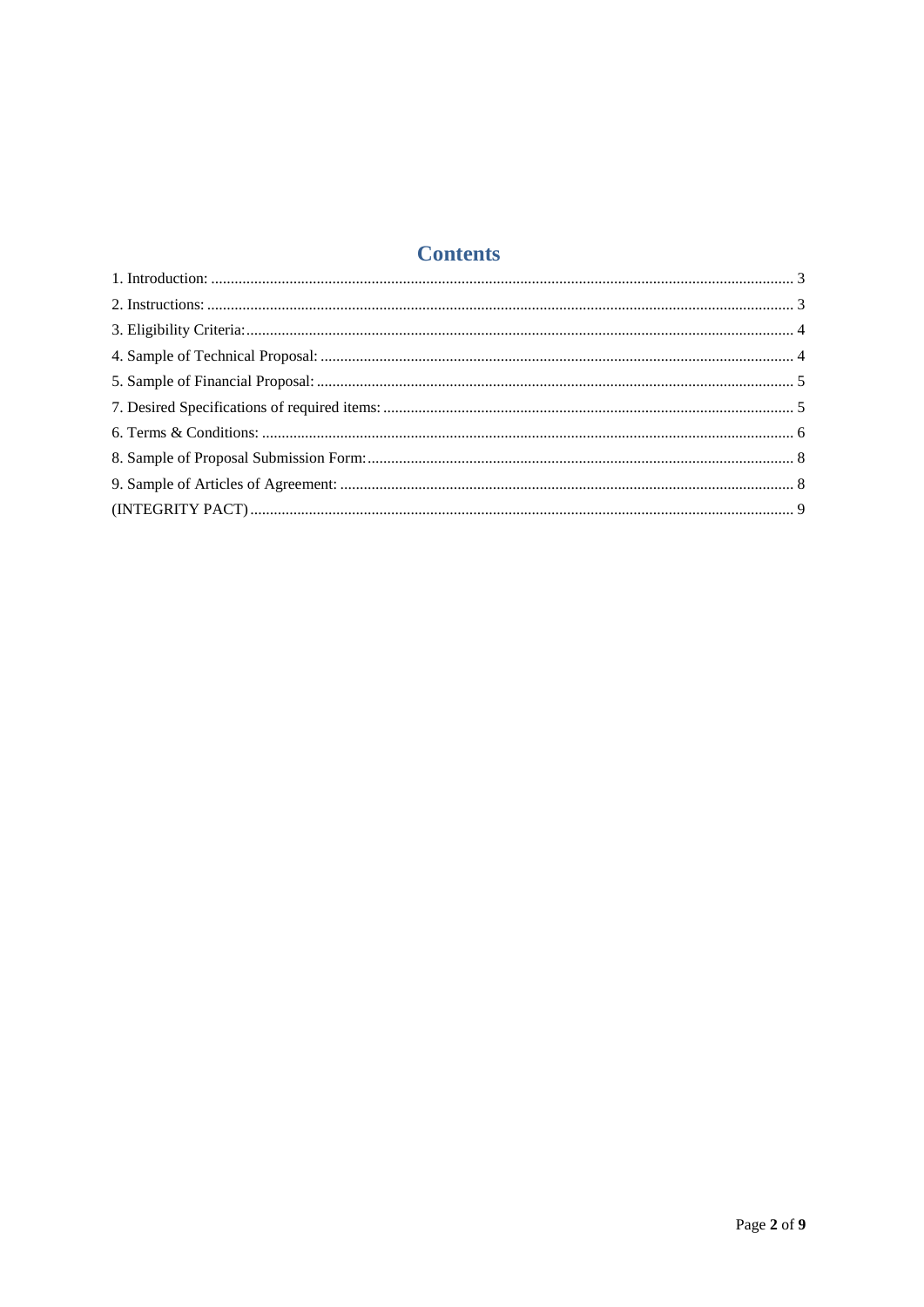# Contents

1. Introduction: .................................................................................................................................................. 3

2. Instructions: .................................................................................................................................................. 3

3. Eligibility Criteria:......................................................................................................................................... 4

4. Sample of Technical Proposal: ...................................................................................................................... 4

5. Sample of Financial Proposal: ....................................................................................................................... 5

7. Desired Specifications of required items: ...................................................................................................... 5

6. Terms & Conditions: ..................................................................................................................................... 6

8. Sample of Proposal Submission Form:.......................................................................................................... 8

9. Sample of Articles of Agreement: ................................................................................................................. 8

(INTEGRITY PACT)......................................................................................................................................... 9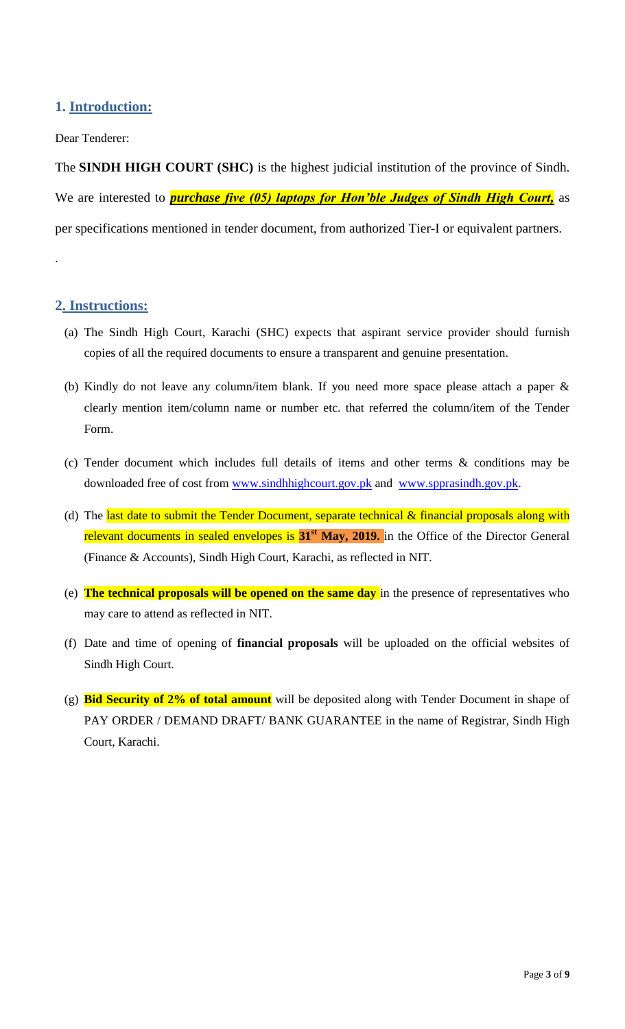## 1. Introduction:

Dear Tenderer:

The **SINDH HIGH COURT (SHC)** is the highest judicial institution of the province of Sindh. We are interested to ***purchase five (05) laptops for Hon'ble Judges of Sindh High Court,*** as per specifications mentioned in tender document, from authorized Tier-I or equivalent partners.

.

## 2. Instructions:

(a) The Sindh High Court, Karachi (SHC) expects that aspirant service provider should furnish copies of all the required documents to ensure a transparent and genuine presentation.

(b) Kindly do not leave any column/item blank. If you need more space please attach a paper & clearly mention item/column name or number etc. that referred the column/item of the Tender Form.

(c) Tender document which includes full details of items and other terms & conditions may be downloaded free of cost from www.sindhhighcourt.gov.pk and www.spprasindh.gov.pk.

(d) The last date to submit the Tender Document, separate technical & financial proposals along with relevant documents in sealed envelopes is **31st May, 2019.** in the Office of the Director General (Finance & Accounts), Sindh High Court, Karachi, as reflected in NIT.

(e) **The technical proposals will be opened on the same day** in the presence of representatives who may care to attend as reflected in NIT.

(f) Date and time of opening of **financial proposals** will be uploaded on the official websites of Sindh High Court.

(g) **Bid Security of 2% of total amount** will be deposited along with Tender Document in shape of PAY ORDER / DEMAND DRAFT/ BANK GUARANTEE in the name of Registrar, Sindh High Court, Karachi.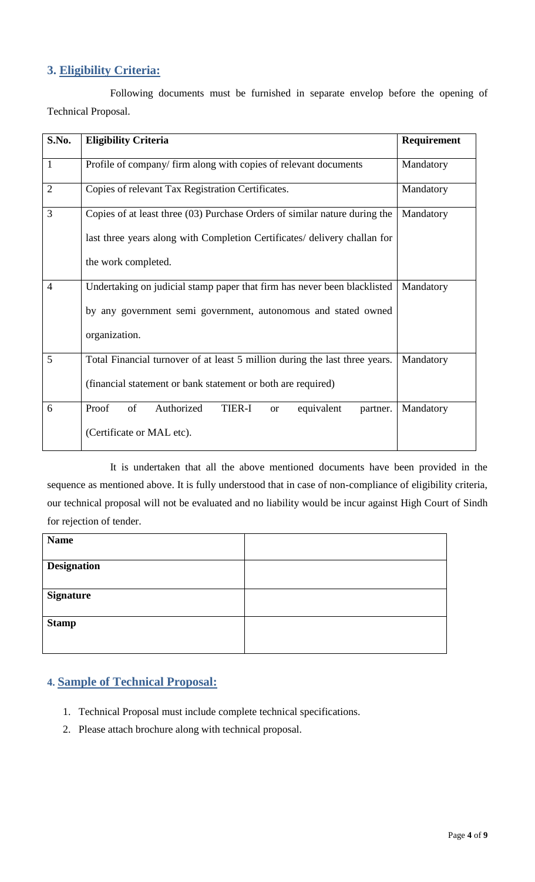## 3. Eligibility Criteria:

Following documents must be furnished in separate envelop before the opening of Technical Proposal.

| S.No. | Eligibility Criteria | Requirement |
|---|---|---|
| 1 | Profile of company/ firm along with copies of relevant documents | Mandatory |
| 2 | Copies of relevant Tax Registration Certificates. | Mandatory |
| 3 | Copies of at least three (03) Purchase Orders of similar nature during the last three years along with Completion Certificates/ delivery challan for the work completed. | Mandatory |
| 4 | Undertaking on judicial stamp paper that firm has never been blacklisted by any government semi government, autonomous and stated owned organization. | Mandatory |
| 5 | Total Financial turnover of at least 5 million during the last three years. (financial statement or bank statement or both are required) | Mandatory |
| 6 | Proof of Authorized TIER-I or equivalent partner. (Certificate or MAL etc). | Mandatory |

It is undertaken that all the above mentioned documents have been provided in the sequence as mentioned above. It is fully understood that in case of non-compliance of eligibility criteria, our technical proposal will not be evaluated and no liability would be incur against High Court of Sindh for rejection of tender.

| **Name** | |
|---|---|
| **Designation** | |
| **Signature** | |
| **Stamp** | |

## 4. Sample of Technical Proposal:

1. Technical Proposal must include complete technical specifications.
2. Please attach brochure along with technical proposal.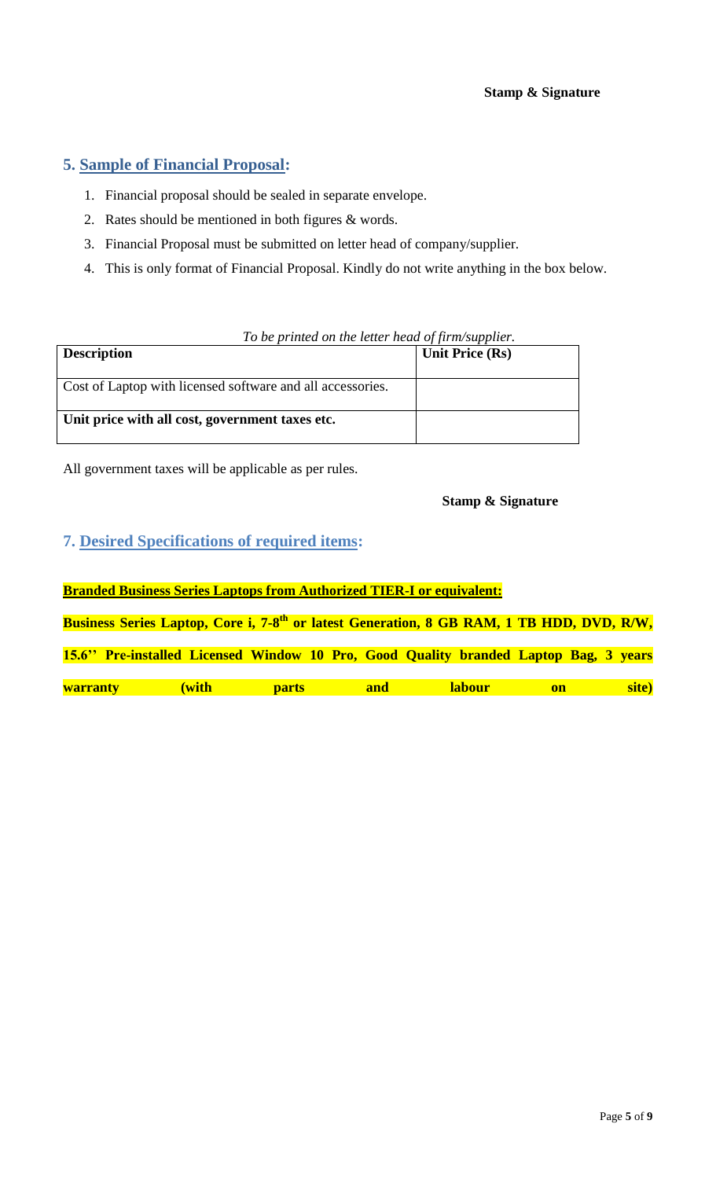**Stamp & Signature**

## 5. Sample of Financial Proposal:

1. Financial proposal should be sealed in separate envelope.
2. Rates should be mentioned in both figures & words.
3. Financial Proposal must be submitted on letter head of company/supplier.
4. This is only format of Financial Proposal. Kindly do not write anything in the box below.

*To be printed on the letter head of firm/supplier.*

| **Description** | **Unit Price (Rs)** |
|---|---|
| Cost of Laptop with licensed software and all accessories. | |
| **Unit price with all cost, government taxes etc.** | |

All government taxes will be applicable as per rules.

**Stamp & Signature**

## 7. Desired Specifications of required items:

**Branded Business Series Laptops from Authorized TIER-I or equivalent:**

**Business Series Laptop, Core i, 7-8th or latest Generation, 8 GB RAM, 1 TB HDD, DVD, R/W, 15.6'' Pre-installed Licensed Window 10 Pro, Good Quality branded Laptop Bag, 3 years warranty (with parts and labour on site)**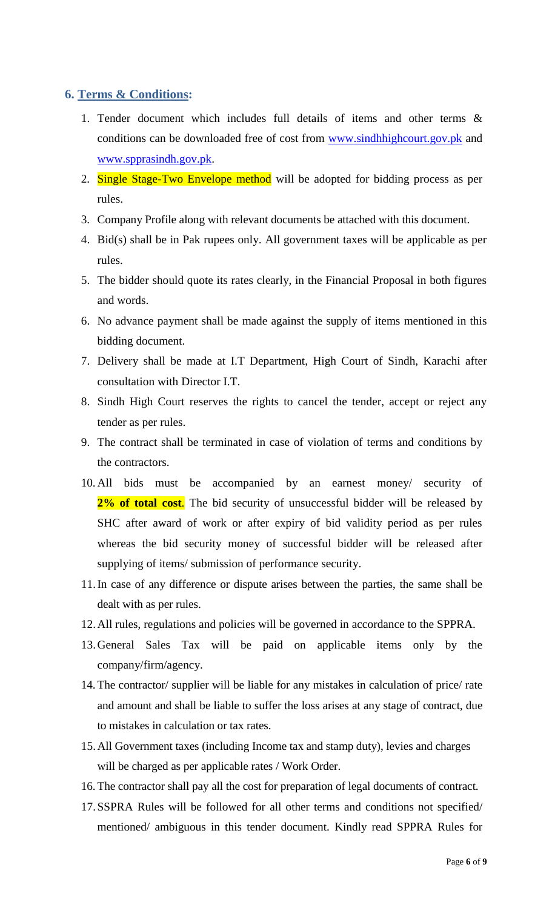## 6. Terms & Conditions:

1. Tender document which includes full details of items and other terms & conditions can be downloaded free of cost from www.sindhhighcourt.gov.pk and www.sppraisindh.gov.pk.
2. Single Stage-Two Envelope method will be adopted for bidding process as per rules.
3. Company Profile along with relevant documents be attached with this document.
4. Bid(s) shall be in Pak rupees only. All government taxes will be applicable as per rules.
5. The bidder should quote its rates clearly, in the Financial Proposal in both figures and words.
6. No advance payment shall be made against the supply of items mentioned in this bidding document.
7. Delivery shall be made at I.T Department, High Court of Sindh, Karachi after consultation with Director I.T.
8. Sindh High Court reserves the rights to cancel the tender, accept or reject any tender as per rules.
9. The contract shall be terminated in case of violation of terms and conditions by the contractors.
10. All bids must be accompanied by an earnest money/ security of **2% of total cost**. The bid security of unsuccessful bidder will be released by SHC after award of work or after expiry of bid validity period as per rules whereas the bid security money of successful bidder will be released after supplying of items/ submission of performance security.
11. In case of any difference or dispute arises between the parties, the same shall be dealt with as per rules.
12. All rules, regulations and policies will be governed in accordance to the SPPRA.
13. General Sales Tax will be paid on applicable items only by the company/firm/agency.
14. The contractor/ supplier will be liable for any mistakes in calculation of price/ rate and amount and shall be liable to suffer the loss arises at any stage of contract, due to mistakes in calculation or tax rates.
15. All Government taxes (including Income tax and stamp duty), levies and charges will be charged as per applicable rates / Work Order.
16. The contractor shall pay all the cost for preparation of legal documents of contract.
17. SSPRA Rules will be followed for all other terms and conditions not specified/ mentioned/ ambiguous in this tender document. Kindly read SPPRA Rules for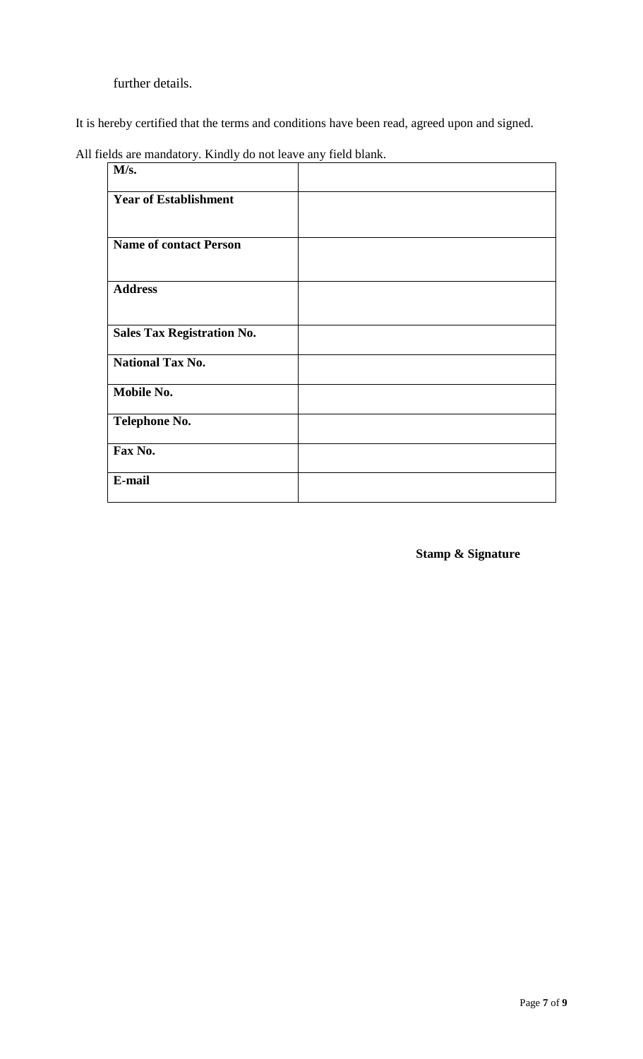further details.

It is hereby certified that the terms and conditions have been read, agreed upon and signed.

All fields are mandatory. Kindly do not leave any field blank.

| **M/s.** | |
|---|---|
| **Year of Establishment** | |
| **Name of contact Person** | |
| **Address** | |
| **Sales Tax Registration No.** | |
| **National Tax No.** | |
| **Mobile No.** | |
| **Telephone No.** | |
| **Fax No.** | |
| **E-mail** | |

**Stamp & Signature**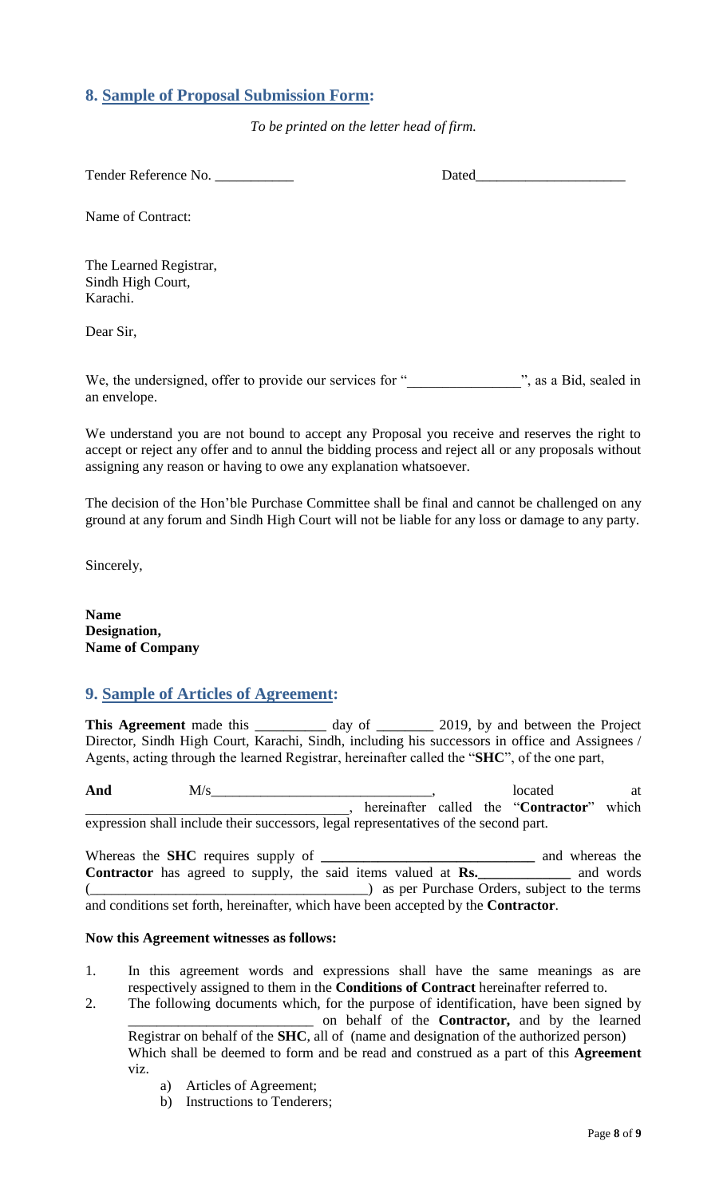## 8. Sample of Proposal Submission Form:

*To be printed on the letter head of firm.*

Tender Reference No. ___________ Dated_____________________

Name of Contract:

The Learned Registrar,
Sindh High Court,
Karachi.

Dear Sir,

We, the undersigned, offer to provide our services for "________________", as a Bid, sealed in an envelope.

We understand you are not bound to accept any Proposal you receive and reserves the right to accept or reject any offer and to annul the bidding process and reject all or any proposals without assigning any reason or having to owe any explanation whatsoever.

The decision of the Hon'ble Purchase Committee shall be final and cannot be challenged on any ground at any forum and Sindh High Court will not be liable for any loss or damage to any party.

Sincerely,

**Name**
**Designation,**
**Name of Company**

## 9. Sample of Articles of Agreement:

**This Agreement** made this __________ day of ________ 2019, by and between the Project Director, Sindh High Court, Karachi, Sindh, including his successors in office and Assignees / Agents, acting through the learned Registrar, hereinafter called the "**SHC**", of the one part,

**And** M/s_______________________________, located at _____________________________________, hereinafter called the "**Contractor**" which expression shall include their successors, legal representatives of the second part.

Whereas the **SHC** requires supply of **______________________________** and whereas the **Contractor** has agreed to supply, the said items valued at **Rs.\_\_\_\_\_\_\_\_\_\_\_\_\_** and words (________________________________________) as per Purchase Orders, subject to the terms and conditions set forth, hereinafter, which have been accepted by the **Contractor**.

**Now this Agreement witnesses as follows:**

1. In this agreement words and expressions shall have the same meanings as are respectively assigned to them in the **Conditions of Contract** hereinafter referred to.
2. The following documents which, for the purpose of identification, have been signed by __________________________ on behalf of the **Contractor,** and by the learned Registrar on behalf of the **SHC**, all of (name and designation of the authorized person) Which shall be deemed to form and be read and construed as a part of this **Agreement** viz.
    a) Articles of Agreement;
    b) Instructions to Tenderers;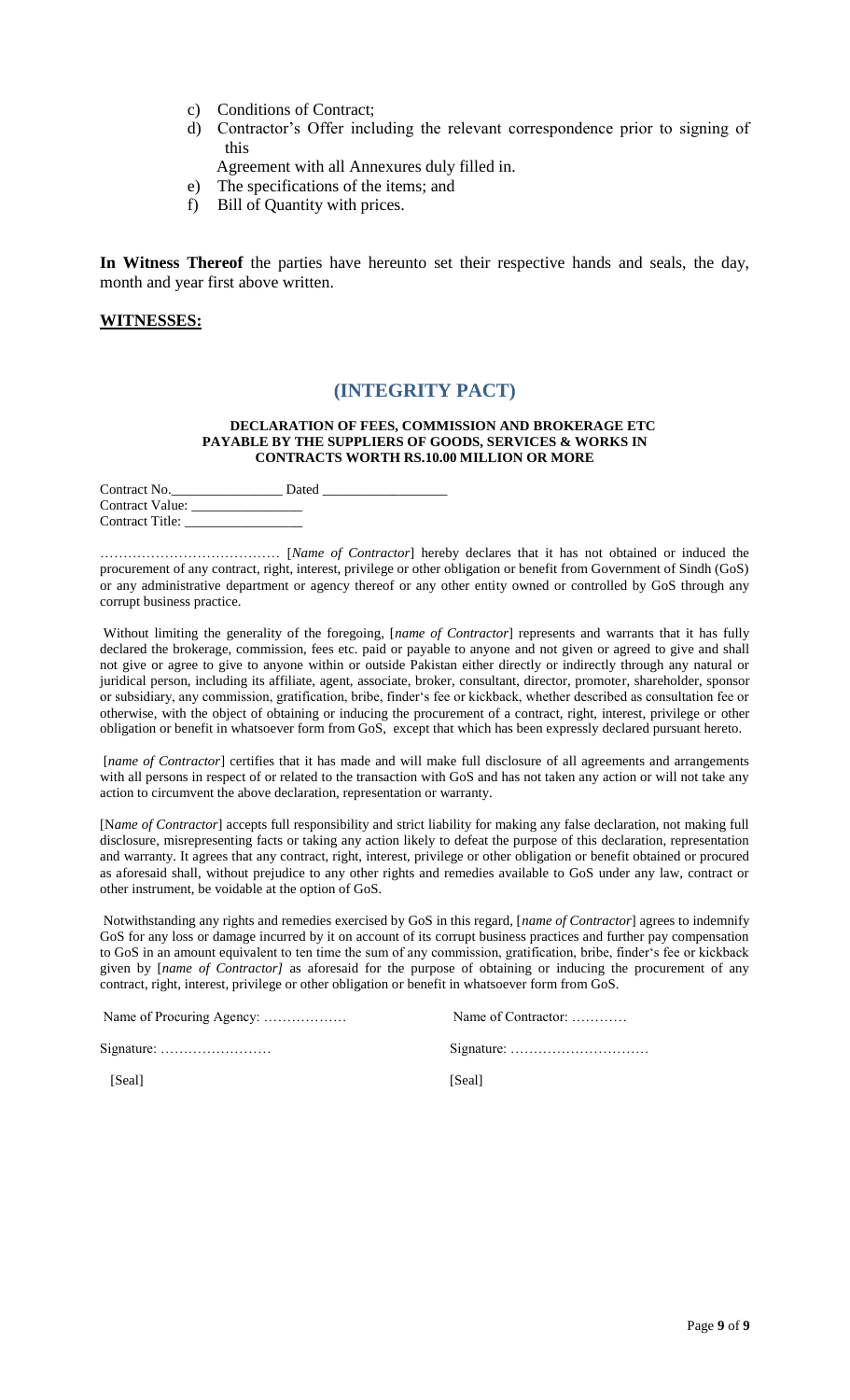c) Conditions of Contract;
d) Contractor's Offer including the relevant correspondence prior to signing of this
   Agreement with all Annexures duly filled in.
e) The specifications of the items; and
f) Bill of Quantity with prices.

**In Witness Thereof** the parties have hereunto set their respective hands and seals, the day, month and year first above written.

**WITNESSES:**

## (INTEGRITY PACT)

**DECLARATION OF FEES, COMMISSION AND BROKERAGE ETC PAYABLE BY THE SUPPLIERS OF GOODS, SERVICES & WORKS IN CONTRACTS WORTH RS.10.00 MILLION OR MORE**

Contract No.________________ Dated __________________
Contract Value: ________________
Contract Title: _________________

………………………………… [*Name of Contractor*] hereby declares that it has not obtained or induced the procurement of any contract, right, interest, privilege or other obligation or benefit from Government of Sindh (GoS) or any administrative department or agency thereof or any other entity owned or controlled by GoS through any corrupt business practice.

Without limiting the generality of the foregoing, [*name of Contractor*] represents and warrants that it has fully declared the brokerage, commission, fees etc. paid or payable to anyone and not given or agreed to give and shall not give or agree to give to anyone within or outside Pakistan either directly or indirectly through any natural or juridical person, including its affiliate, agent, associate, broker, consultant, director, promoter, shareholder, sponsor or subsidiary, any commission, gratification, bribe, finder's fee or kickback, whether described as consultation fee or otherwise, with the object of obtaining or inducing the procurement of a contract, right, interest, privilege or other obligation or benefit in whatsoever form from GoS, except that which has been expressly declared pursuant hereto.

[*name of Contractor*] certifies that it has made and will make full disclosure of all agreements and arrangements with all persons in respect of or related to the transaction with GoS and has not taken any action or will not take any action to circumvent the above declaration, representation or warranty.

[N*ame of Contractor*] accepts full responsibility and strict liability for making any false declaration, not making full disclosure, misrepresenting facts or taking any action likely to defeat the purpose of this declaration, representation and warranty. It agrees that any contract, right, interest, privilege or other obligation or benefit obtained or procured as aforesaid shall, without prejudice to any other rights and remedies available to GoS under any law, contract or other instrument, be voidable at the option of GoS.

Notwithstanding any rights and remedies exercised by GoS in this regard, [*name of Contractor*] agrees to indemnify GoS for any loss or damage incurred by it on account of its corrupt business practices and further pay compensation to GoS in an amount equivalent to ten time the sum of any commission, gratification, bribe, finder's fee or kickback given by [*name of Contractor]* as aforesaid for the purpose of obtaining or inducing the procurement of any contract, right, interest, privilege or other obligation or benefit in whatsoever form from GoS.

| | |
|---|---|
| Name of Procuring Agency: ……………… | Name of Contractor: ………… |
| Signature: …………………… | Signature: ………………………… |
| [Seal] | [Seal] |